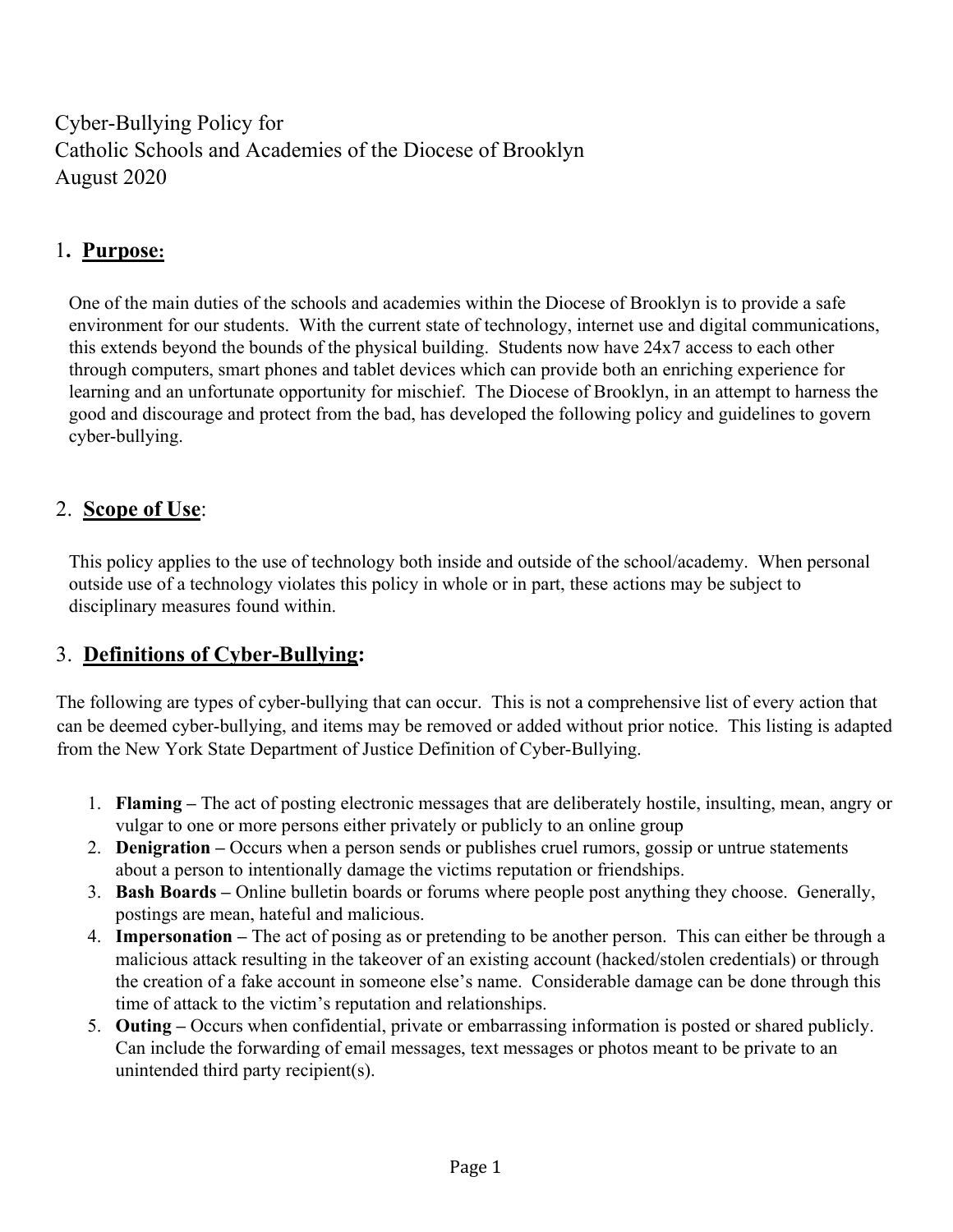# Cyber-Bullying Policy for Catholic Schools and Academies of the Diocese of Brooklyn August 2020

## 1. **Purpose:**

One of the main duties of the schools and academies within the Diocese of Brooklyn is to provide a safe environment for our students. With the current state of technology, internet use and digital communications, this extends beyond the bounds of the physical building. Students now have 24x7 access to each other through computers, smart phones and tablet devices which can provide both an enriching experience for learning and an unfortunate opportunity for mischief. The Diocese of Brooklyn, in an attempt to harness the good and discourage and protect from the bad, has developed the following policy and guidelines to govern cyber-bullying.

## 2. **Scope of Use**:

This policy applies to the use of technology both inside and outside of the school/academy. When personal outside use of a technology violates this policy in whole or in part, these actions may be subject to disciplinary measures found within.

## 3. **Definitions of Cyber-Bullying:**

The following are types of cyber-bullying that can occur. This is not a comprehensive list of every action that can be deemed cyber-bullying, and items may be removed or added without prior notice. This listing is adapted from the New York State Department of Justice Definition of Cyber-Bullying.

1. **Flaming –** The act of posting electronic messages that are deliberately hostile, insulting, mean, angry or vulgar to one or more persons either privately or publicly to an online group
2. **Denigration –** Occurs when a person sends or publishes cruel rumors, gossip or untrue statements about a person to intentionally damage the victims reputation or friendships.
3. **Bash Boards –** Online bulletin boards or forums where people post anything they choose. Generally, postings are mean, hateful and malicious.
4. **Impersonation –** The act of posing as or pretending to be another person. This can either be through a malicious attack resulting in the takeover of an existing account (hacked/stolen credentials) or through the creation of a fake account in someone else's name. Considerable damage can be done through this time of attack to the victim's reputation and relationships.
5. **Outing –** Occurs when confidential, private or embarrassing information is posted or shared publicly. Can include the forwarding of email messages, text messages or photos meant to be private to an unintended third party recipient(s).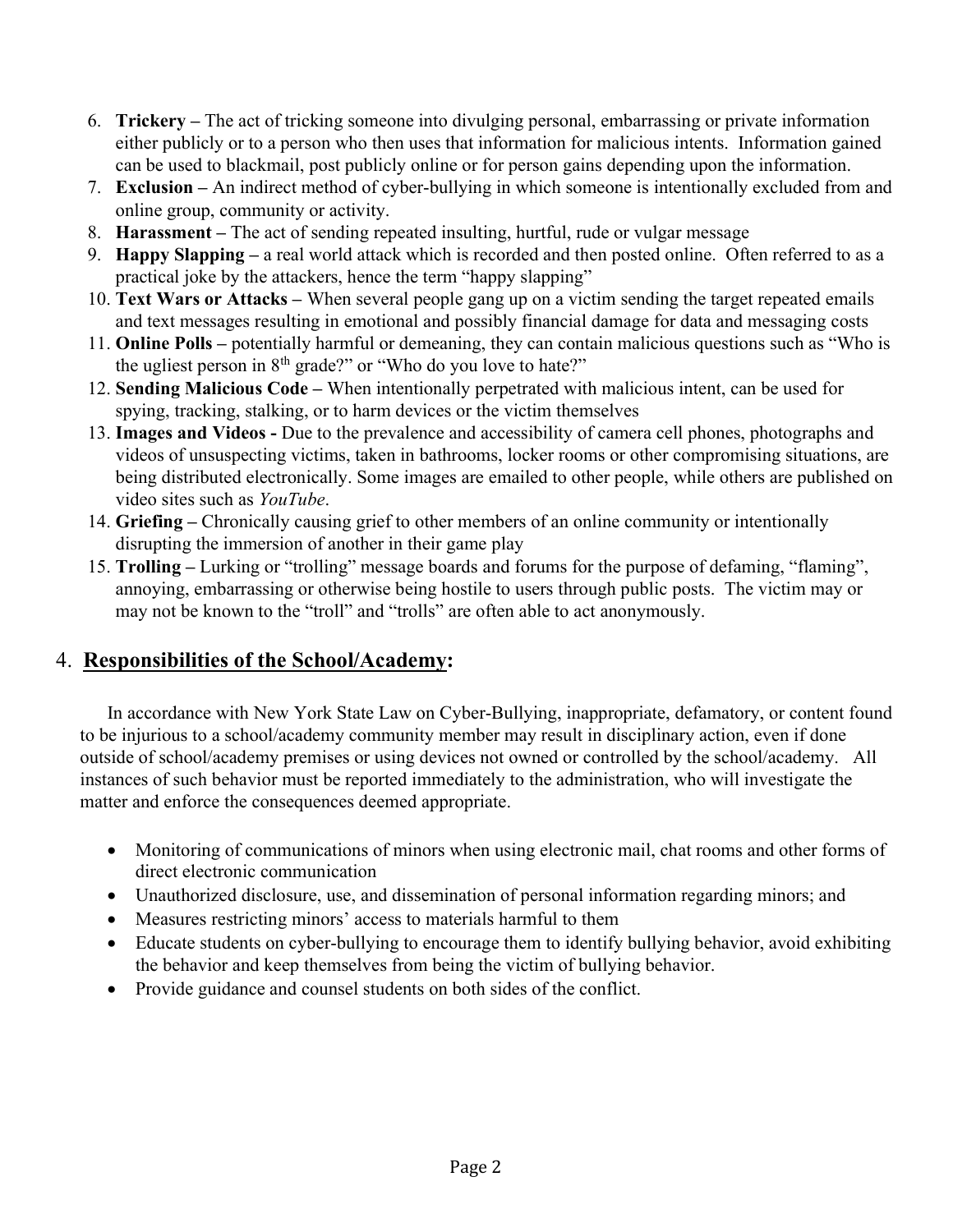6. **Trickery –** The act of tricking someone into divulging personal, embarrassing or private information either publicly or to a person who then uses that information for malicious intents. Information gained can be used to blackmail, post publicly online or for person gains depending upon the information.
7. **Exclusion –** An indirect method of cyber-bullying in which someone is intentionally excluded from and online group, community or activity.
8. **Harassment –** The act of sending repeated insulting, hurtful, rude or vulgar message
9. **Happy Slapping –** a real world attack which is recorded and then posted online. Often referred to as a practical joke by the attackers, hence the term "happy slapping"
10. **Text Wars or Attacks –** When several people gang up on a victim sending the target repeated emails and text messages resulting in emotional and possibly financial damage for data and messaging costs
11. **Online Polls –** potentially harmful or demeaning, they can contain malicious questions such as "Who is the ugliest person in 8th grade?" or "Who do you love to hate?"
12. **Sending Malicious Code –** When intentionally perpetrated with malicious intent, can be used for spying, tracking, stalking, or to harm devices or the victim themselves
13. **Images and Videos -** Due to the prevalence and accessibility of camera cell phones, photographs and videos of unsuspecting victims, taken in bathrooms, locker rooms or other compromising situations, are being distributed electronically. Some images are emailed to other people, while others are published on video sites such as *YouTube*.
14. **Griefing –** Chronically causing grief to other members of an online community or intentionally disrupting the immersion of another in their game play
15. **Trolling –** Lurking or "trolling" message boards and forums for the purpose of defaming, "flaming", annoying, embarrassing or otherwise being hostile to users through public posts. The victim may or may not be known to the "troll" and "trolls" are often able to act anonymously.

## 4. **Responsibilities of the School/Academy:**

In accordance with New York State Law on Cyber-Bullying, inappropriate, defamatory, or content found to be injurious to a school/academy community member may result in disciplinary action, even if done outside of school/academy premises or using devices not owned or controlled by the school/academy. All instances of such behavior must be reported immediately to the administration, who will investigate the matter and enforce the consequences deemed appropriate.

- Monitoring of communications of minors when using electronic mail, chat rooms and other forms of direct electronic communication
- Unauthorized disclosure, use, and dissemination of personal information regarding minors; and
- Measures restricting minors' access to materials harmful to them
- Educate students on cyber-bullying to encourage them to identify bullying behavior, avoid exhibiting the behavior and keep themselves from being the victim of bullying behavior.
- Provide guidance and counsel students on both sides of the conflict.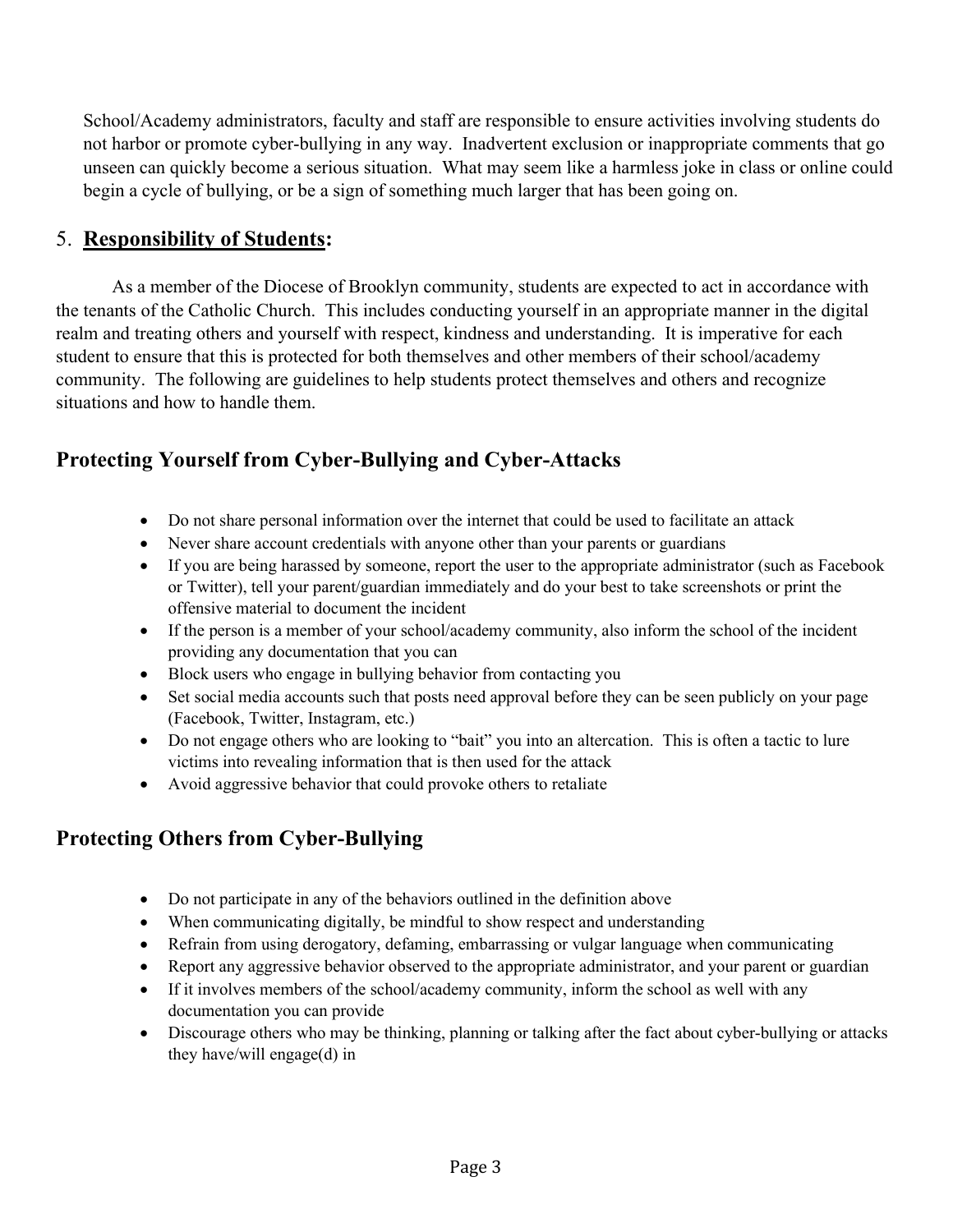School/Academy administrators, faculty and staff are responsible to ensure activities involving students do not harbor or promote cyber-bullying in any way. Inadvertent exclusion or inappropriate comments that go unseen can quickly become a serious situation. What may seem like a harmless joke in class or online could begin a cycle of bullying, or be a sign of something much larger that has been going on.

## 5. **Responsibility of Students:**

As a member of the Diocese of Brooklyn community, students are expected to act in accordance with the tenants of the Catholic Church. This includes conducting yourself in an appropriate manner in the digital realm and treating others and yourself with respect, kindness and understanding. It is imperative for each student to ensure that this is protected for both themselves and other members of their school/academy community. The following are guidelines to help students protect themselves and others and recognize situations and how to handle them.

### Protecting Yourself from Cyber-Bullying and Cyber-Attacks

- Do not share personal information over the internet that could be used to facilitate an attack
- Never share account credentials with anyone other than your parents or guardians
- If you are being harassed by someone, report the user to the appropriate administrator (such as Facebook or Twitter), tell your parent/guardian immediately and do your best to take screenshots or print the offensive material to document the incident
- If the person is a member of your school/academy community, also inform the school of the incident providing any documentation that you can
- Block users who engage in bullying behavior from contacting you
- Set social media accounts such that posts need approval before they can be seen publicly on your page (Facebook, Twitter, Instagram, etc.)
- Do not engage others who are looking to "bait" you into an altercation. This is often a tactic to lure victims into revealing information that is then used for the attack
- Avoid aggressive behavior that could provoke others to retaliate

### Protecting Others from Cyber-Bullying

- Do not participate in any of the behaviors outlined in the definition above
- When communicating digitally, be mindful to show respect and understanding
- Refrain from using derogatory, defaming, embarrassing or vulgar language when communicating
- Report any aggressive behavior observed to the appropriate administrator, and your parent or guardian
- If it involves members of the school/academy community, inform the school as well with any documentation you can provide
- Discourage others who may be thinking, planning or talking after the fact about cyber-bullying or attacks they have/will engage(d) in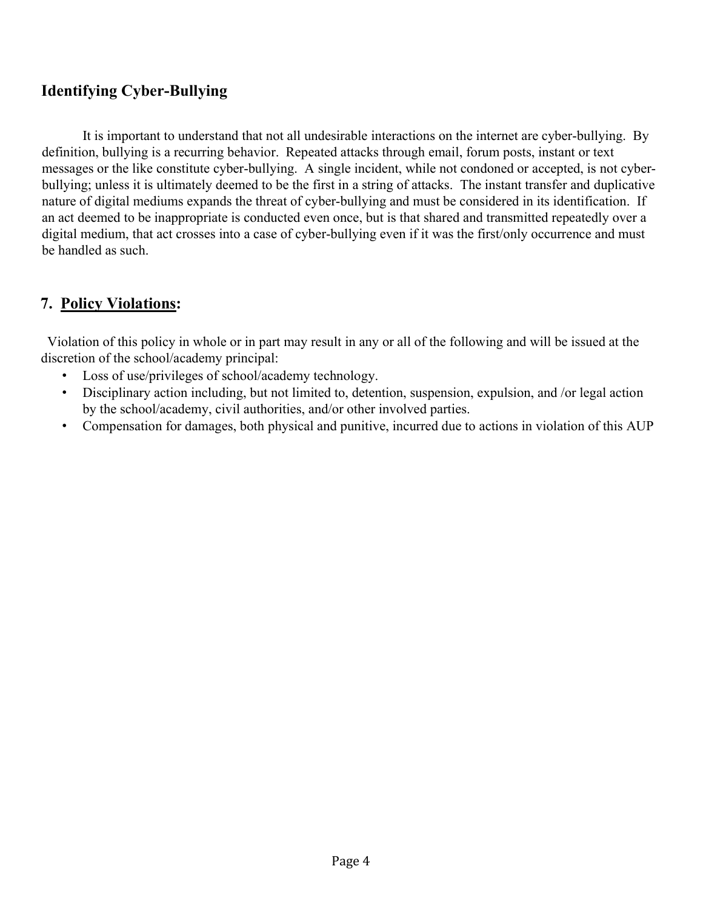## Identifying Cyber-Bullying

It is important to understand that not all undesirable interactions on the internet are cyber-bullying. By definition, bullying is a recurring behavior. Repeated attacks through email, forum posts, instant or text messages or the like constitute cyber-bullying. A single incident, while not condoned or accepted, is not cyber-bullying; unless it is ultimately deemed to be the first in a string of attacks. The instant transfer and duplicative nature of digital mediums expands the threat of cyber-bullying and must be considered in its identification. If an act deemed to be inappropriate is conducted even once, but is that shared and transmitted repeatedly over a digital medium, that act crosses into a case of cyber-bullying even if it was the first/only occurrence and must be handled as such.

## 7. <u>Policy Violations</u>:

Violation of this policy in whole or in part may result in any or all of the following and will be issued at the discretion of the school/academy principal:

- Loss of use/privileges of school/academy technology.
- Disciplinary action including, but not limited to, detention, suspension, expulsion, and /or legal action by the school/academy, civil authorities, and/or other involved parties.
- Compensation for damages, both physical and punitive, incurred due to actions in violation of this AUP